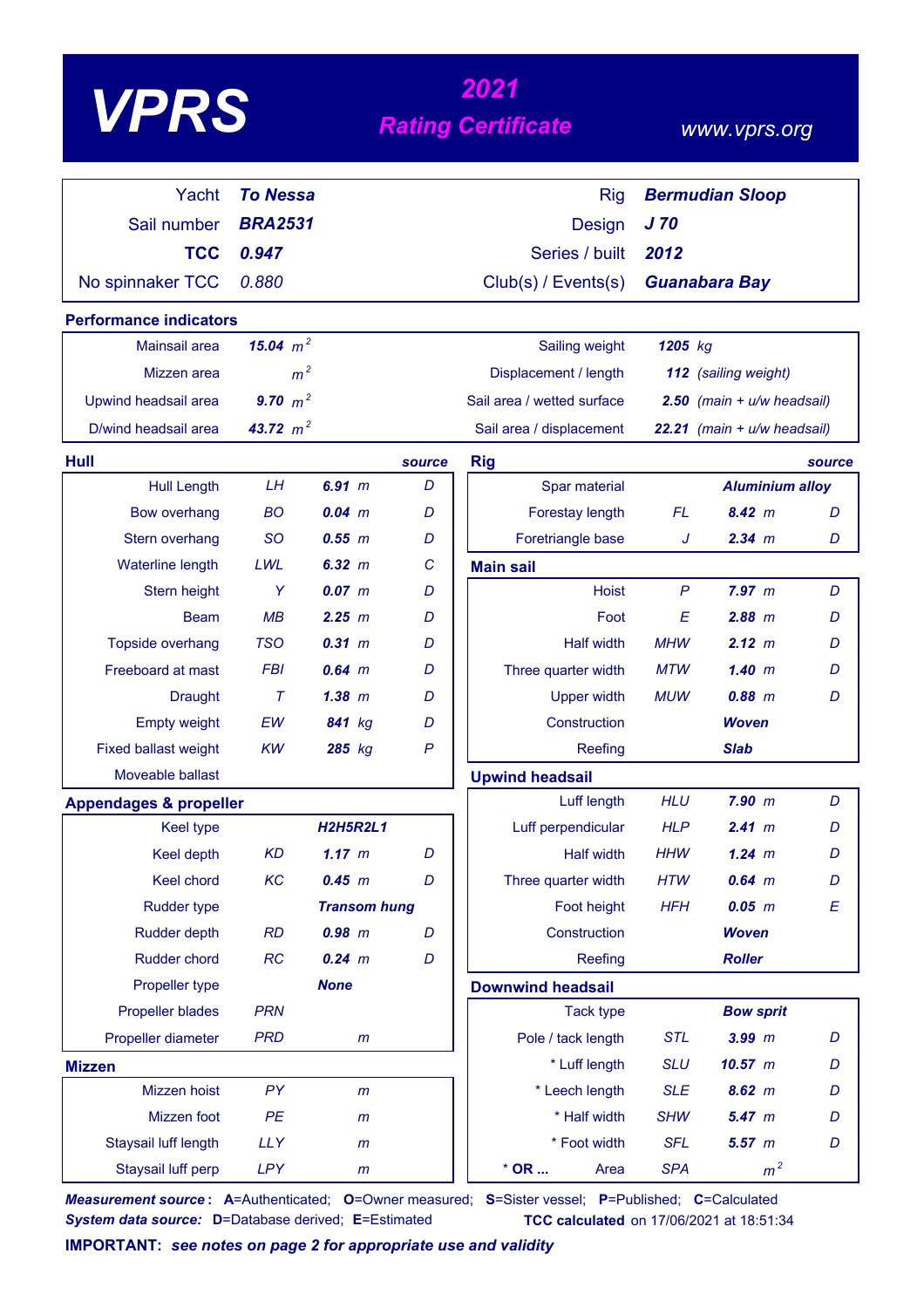# VPRS

## 2021 Rating Certificate

www.vprs.org

| | | | |
|---|---|---|---|
| Yacht | **To Nessa** | Rig | **Bermudian Sloop** |
| Sail number | **BRA2531** | Design | **J 70** |
| **TCC** | **0.947** | Series / built | **2012** |
| No spinnaker TCC | 0.880 | Club(s) / Events(s) | **Guanabara Bay** |

### Performance indicators

| | | | |
|---|---|---|---|
| Mainsail area | **15.04** $m^2$ | Sailing weight | **1205** kg |
| Mizzen area | $m^2$ | Displacement / length | **112** (sailing weight) |
| Upwind headsail area | **9.70** $m^2$ | Sail area / wetted surface | **2.50** (main + u/w headsail) |
| D/wind headsail area | **43.72** $m^2$ | Sail area / displacement | **22.21** (main + u/w headsail) |

### Hull

| | | | source |
|---|---|---|---|
| Hull Length | LH | **6.91** m | D |
| Bow overhang | BO | **0.04** m | D |
| Stern overhang | SO | **0.55** m | D |
| Waterline length | LWL | **6.32** m | C |
| Stern height | Y | **0.07** m | D |
| Beam | MB | **2.25** m | D |
| Topside overhang | TSO | **0.31** m | D |
| Freeboard at mast | FBI | **0.64** m | D |
| Draught | T | **1.38** m | D |
| Empty weight | EW | **841** kg | D |
| Fixed ballast weight | KW | **285** kg | P |
| Moveable ballast | | | |

### Appendages & propeller

| | | | |
|---|---|---|---|
| Keel type | | **H2H5R2L1** | |
| Keel depth | KD | **1.17** m | D |
| Keel chord | KC | **0.45** m | D |
| Rudder type | | **Transom hung** | |
| Rudder depth | RD | **0.98** m | D |
| Rudder chord | RC | **0.24** m | D |
| Propeller type | | **None** | |
| Propeller blades | PRN | | |
| Propeller diameter | PRD | m | |

### Mizzen

| | | | |
|---|---|---|---|
| Mizzen hoist | PY | m | |
| Mizzen foot | PE | m | |
| Staysail luff length | LLY | m | |
| Staysail luff perp | LPY | m | |

### Rig

| | | | source |
|---|---|---|---|
| Spar material | | **Aluminium alloy** | |
| Forestay length | FL | **8.42** m | D |
| Foretriangle base | J | **2.34** m | D |

### Main sail

| | | | |
|---|---|---|---|
| Hoist | P | **7.97** m | D |
| Foot | E | **2.88** m | D |
| Half width | MHW | **2.12** m | D |
| Three quarter width | MTW | **1.40** m | D |
| Upper width | MUW | **0.88** m | D |
| Construction | | **Woven** | |
| Reefing | | **Slab** | |

### Upwind headsail

| | | | |
|---|---|---|---|
| Luff length | HLU | **7.90** m | D |
| Luff perpendicular | HLP | **2.41** m | D |
| Half width | HHW | **1.24** m | D |
| Three quarter width | HTW | **0.64** m | D |
| Foot height | HFH | **0.05** m | E |
| Construction | | **Woven** | |
| Reefing | | **Roller** | |

### Downwind headsail

| | | | |
|---|---|---|---|
| Tack type | | **Bow sprit** | |
| Pole / tack length | STL | **3.99** m | D |
| * Luff length | SLU | **10.57** m | D |
| * Leech length | SLE | **8.62** m | D |
| * Half width | SHW | **5.47** m | D |
| * Foot width | SFL | **5.57** m | D |
| * OR ... Area | SPA | $m^2$ | |

***Measurement source*:** A=Authenticated; O=Owner measured; S=Sister vessel; P=Published; C=Calculated
***System data source:*** D=Database derived; E=Estimated

**TCC calculated** on 17/06/2021 at 18:51:34

**IMPORTANT:** ***see notes on page 2 for appropriate use and validity***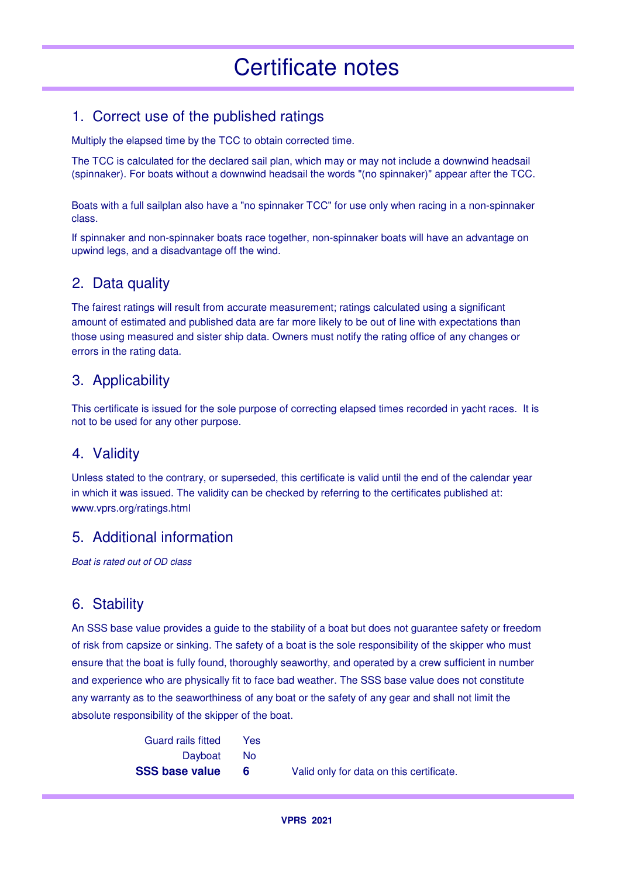# Certificate notes

## 1. Correct use of the published ratings

Multiply the elapsed time by the TCC to obtain corrected time.

The TCC is calculated for the declared sail plan, which may or may not include a downwind headsail (spinnaker). For boats without a downwind headsail the words "(no spinnaker)" appear after the TCC.

Boats with a full sailplan also have a "no spinnaker TCC" for use only when racing in a non-spinnaker class.

If spinnaker and non-spinnaker boats race together, non-spinnaker boats will have an advantage on upwind legs, and a disadvantage off the wind.

## 2. Data quality

The fairest ratings will result from accurate measurement; ratings calculated using a significant amount of estimated and published data are far more likely to be out of line with expectations than those using measured and sister ship data. Owners must notify the rating office of any changes or errors in the rating data.

## 3. Applicability

This certificate is issued for the sole purpose of correcting elapsed times recorded in yacht races. It is not to be used for any other purpose.

## 4. Validity

Unless stated to the contrary, or superseded, this certificate is valid until the end of the calendar year in which it was issued. The validity can be checked by referring to the certificates published at: www.vprs.org/ratings.html

## 5. Additional information

*Boat is rated out of OD class*

## 6. Stability

An SSS base value provides a guide to the stability of a boat but does not guarantee safety or freedom of risk from capsize or sinking. The safety of a boat is the sole responsibility of the skipper who must ensure that the boat is fully found, thoroughly seaworthy, and operated by a crew sufficient in number and experience who are physically fit to face bad weather. The SSS base value does not constitute any warranty as to the seaworthiness of any boat or the safety of any gear and shall not limit the absolute responsibility of the skipper of the boat.

| | | |
|---|---|---|
| Guard rails fitted | Yes | |
| Dayboat | No | |
| **SSS base value** | **6** | Valid only for data on this certificate. |

**VPRS 2021**